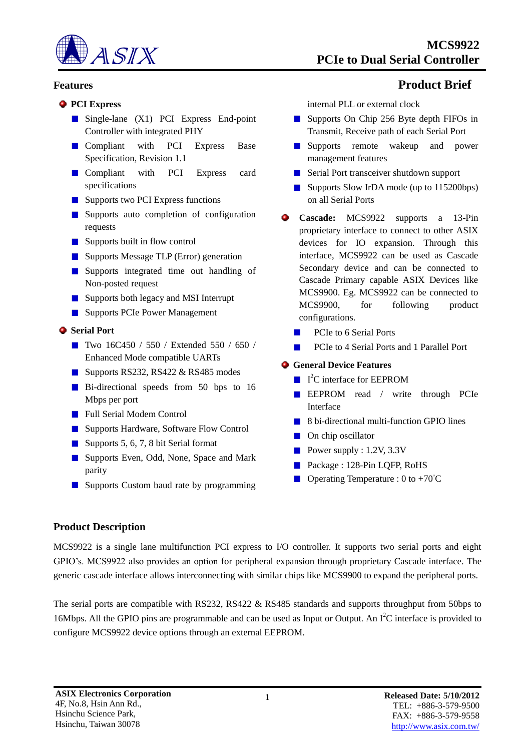# MCS9922
# PCIe to Dual Serial Controller

## Features

## Product Brief

- **PCI Express**
  - Single-lane (X1) PCI Express End-point Controller with integrated PHY
  - Compliant with PCI Express Base Specification, Revision 1.1
  - Compliant with PCI Express card specifications
  - Supports two PCI Express functions
  - Supports auto completion of configuration requests
  - Supports built in flow control
  - Supports Message TLP (Error) generation
  - Supports integrated time out handling of Non-posted request
  - Supports both legacy and MSI Interrupt
  - Supports PCIe Power Management
- **Serial Port**
  - Two 16C450 / 550 / Extended 550 / 650 / Enhanced Mode compatible UARTs
  - Supports RS232, RS422 & RS485 modes
  - Bi-directional speeds from 50 bps to 16 Mbps per port
  - Full Serial Modem Control
  - Supports Hardware, Software Flow Control
  - Supports 5, 6, 7, 8 bit Serial format
  - Supports Even, Odd, None, Space and Mark parity
  - Supports Custom baud rate by programming internal PLL or external clock
  - Supports On Chip 256 Byte depth FIFOs in Transmit, Receive path of each Serial Port
  - Supports remote wakeup and power management features
  - Serial Port transceiver shutdown support
  - Supports Slow IrDA mode (up to 115200bps) on all Serial Ports
- **Cascade:** MCS9922 supports a 13-Pin proprietary interface to connect to other ASIX devices for IO expansion. Through this interface, MCS9922 can be used as Cascade Secondary device and can be connected to Cascade Primary capable ASIX Devices like MCS9900. Eg. MCS9922 can be connected to MCS9900, for following product configurations.
  - PCIe to 6 Serial Ports
  - PCIe to 4 Serial Ports and 1 Parallel Port
- **General Device Features**
  - I$^2$C interface for EEPROM
  - EEPROM read / write through PCIe Interface
  - 8 bi-directional multi-function GPIO lines
  - On chip oscillator
  - Power supply : 1.2V, 3.3V
  - Package : 128-Pin LQFP, RoHS
  - Operating Temperature : 0 to +70°C

## Product Description

MCS9922 is a single lane multifunction PCI express to I/O controller. It supports two serial ports and eight GPIO's. MCS9922 also provides an option for peripheral expansion through proprietary Cascade interface. The generic cascade interface allows interconnecting with similar chips like MCS9900 to expand the peripheral ports.

The serial ports are compatible with RS232, RS422 & RS485 standards and supports throughput from 50bps to 16Mbps. All the GPIO pins are programmable and can be used as Input or Output. An I$^2$C interface is provided to configure MCS9922 device options through an external EEPROM.

**ASIX Electronics Corporation**
4F, No.8, Hsin Ann Rd.,
Hsinchu Science Park,
Hsinchu, Taiwan 30078

**Released Date: 5/10/2012**
TEL: +886-3-579-9500
FAX: +886-3-579-9558
http://www.asix.com.tw/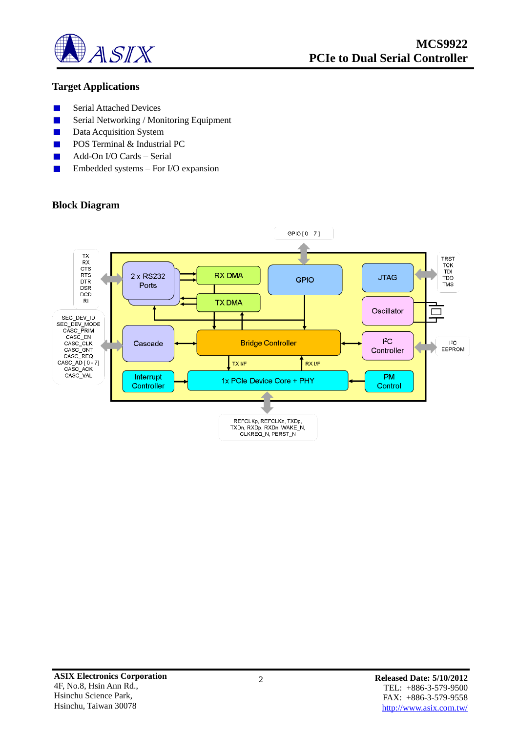## Target Applications

- Serial Attached Devices
- Serial Networking / Monitoring Equipment
- Data Acquisition System
- POS Terminal & Industrial PC
- Add-On I/O Cards – Serial
- Embedded systems – For I/O expansion

## Block Diagram

GPIO [ 0 – 7 ]

TX
RX
CTS
RTS
DTR
DSR
DCD
RI

SEC_DEV_ID
SEC_DEV_MODE
CASC_PRIM
CASC_EN
CASC_CLK
CASC_GNT
CASC_REQ
CASC_AD [ 0 - 7]
CASC_ACK
CASC_VAL

2 x RS232 Ports

RX DMA

TX DMA

GPIO

JTAG

Oscillator

Cascade

Bridge Controller

I²C Controller

TX I/F

RX I/F

Interrupt Controller

1x PCIe Device Core + PHY

PM Control

TRST
TCK
TDI
TDO
TMS

I²C EEPROM

REFCLKp, REFCLKn, TXDp, TXDn, RXDp, RXDn, WAKE_N, CLKREQ_N, PERST_N

**ASIX Electronics Corporation**
4F, No.8, Hsin Ann Rd.,
Hsinchu Science Park,
Hsinchu, Taiwan 30078

**Released Date: 5/10/2012**
TEL: +886-3-579-9500
FAX: +886-3-579-9558
http://www.asix.com.tw/